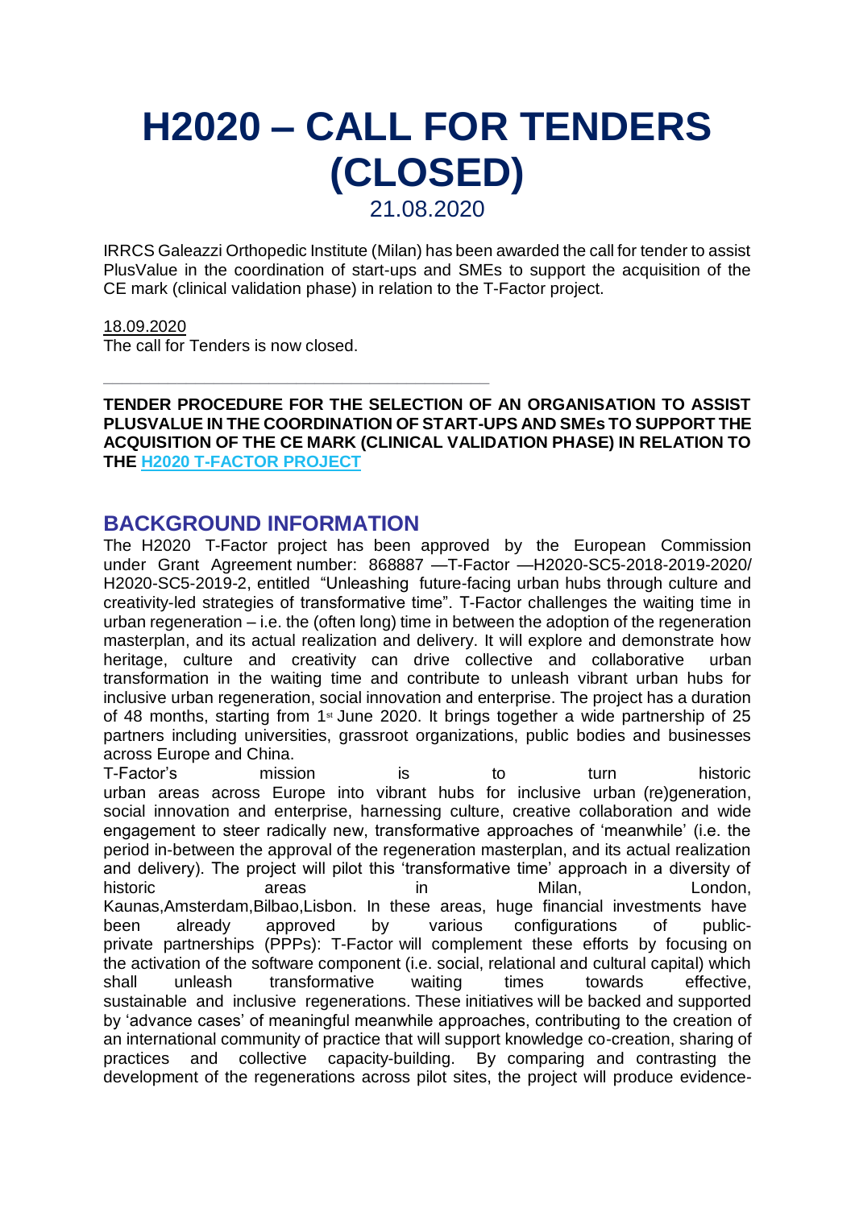# H2020 – CALL FOR TENDERS (CLOSED)

21.08.2020

IRRCS Galeazzi Orthopedic Institute (Milan) has been awarded the call for tender to assist PlusValue in the coordination of start-ups and SMEs to support the acquisition of the CE mark (clinical validation phase) in relation to the T-Factor project.

18.09.2020
The call for Tenders is now closed.

---

**TENDER PROCEDURE FOR THE SELECTION OF AN ORGANISATION TO ASSIST PLUSVALUE IN THE COORDINATION OF START-UPS AND SMEs TO SUPPORT THE ACQUISITION OF THE CE MARK (CLINICAL VALIDATION PHASE) IN RELATION TO THE H2020 T-FACTOR PROJECT**

## BACKGROUND INFORMATION

The H2020 T-Factor project has been approved by the European Commission under Grant Agreement number: 868887 —T-Factor —H2020-SC5-2018-2019-2020/ H2020-SC5-2019-2, entitled "Unleashing future-facing urban hubs through culture and creativity-led strategies of transformative time". T-Factor challenges the waiting time in urban regeneration – i.e. the (often long) time in between the adoption of the regeneration masterplan, and its actual realization and delivery. It will explore and demonstrate how heritage, culture and creativity can drive collective and collaborative urban transformation in the waiting time and contribute to unleash vibrant urban hubs for inclusive urban regeneration, social innovation and enterprise. The project has a duration of 48 months, starting from 1st June 2020. It brings together a wide partnership of 25 partners including universities, grassroot organizations, public bodies and businesses across Europe and China.

T-Factor's mission is to turn historic urban areas across Europe into vibrant hubs for inclusive urban (re)generation, social innovation and enterprise, harnessing culture, creative collaboration and wide engagement to steer radically new, transformative approaches of 'meanwhile' (i.e. the period in-between the approval of the regeneration masterplan, and its actual realization and delivery). The project will pilot this 'transformative time' approach in a diversity of historic areas in Milan, London, Kaunas,Amsterdam,Bilbao,Lisbon. In these areas, huge financial investments have been already approved by various configurations of public-private partnerships (PPPs): T-Factor will complement these efforts by focusing on the activation of the software component (i.e. social, relational and cultural capital) which shall unleash transformative waiting times towards effective, sustainable and inclusive regenerations. These initiatives will be backed and supported by 'advance cases' of meaningful meanwhile approaches, contributing to the creation of an international community of practice that will support knowledge co-creation, sharing of practices and collective capacity-building. By comparing and contrasting the development of the regenerations across pilot sites, the project will produce evidence-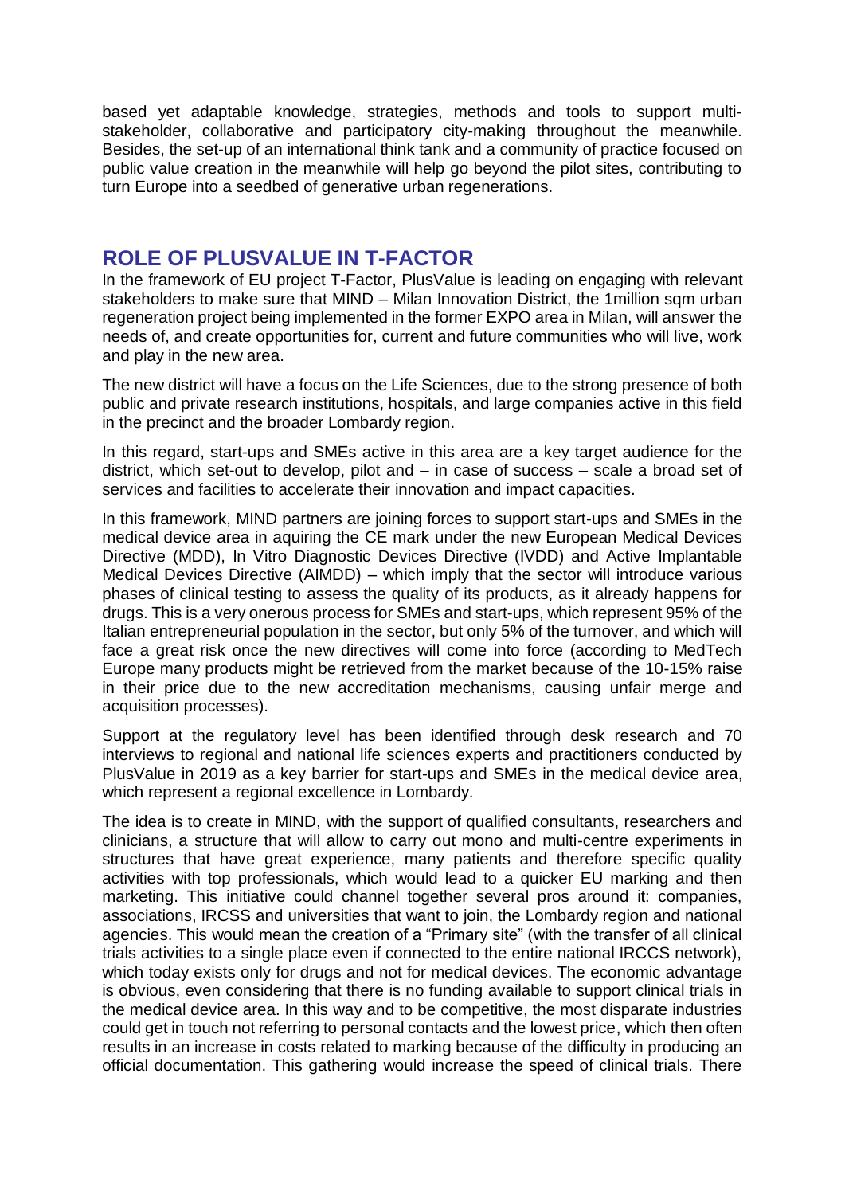based yet adaptable knowledge, strategies, methods and tools to support multi-stakeholder, collaborative and participatory city-making throughout the meanwhile. Besides, the set-up of an international think tank and a community of practice focused on public value creation in the meanwhile will help go beyond the pilot sites, contributing to turn Europe into a seedbed of generative urban regenerations.

## ROLE OF PLUSVALUE IN T-FACTOR

In the framework of EU project T-Factor, PlusValue is leading on engaging with relevant stakeholders to make sure that MIND – Milan Innovation District, the 1million sqm urban regeneration project being implemented in the former EXPO area in Milan, will answer the needs of, and create opportunities for, current and future communities who will live, work and play in the new area.

The new district will have a focus on the Life Sciences, due to the strong presence of both public and private research institutions, hospitals, and large companies active in this field in the precinct and the broader Lombardy region.

In this regard, start-ups and SMEs active in this area are a key target audience for the district, which set-out to develop, pilot and – in case of success – scale a broad set of services and facilities to accelerate their innovation and impact capacities.

In this framework, MIND partners are joining forces to support start-ups and SMEs in the medical device area in aquiring the CE mark under the new European Medical Devices Directive (MDD), In Vitro Diagnostic Devices Directive (IVDD) and Active Implantable Medical Devices Directive (AIMDD) – which imply that the sector will introduce various phases of clinical testing to assess the quality of its products, as it already happens for drugs. This is a very onerous process for SMEs and start-ups, which represent 95% of the Italian entrepreneurial population in the sector, but only 5% of the turnover, and which will face a great risk once the new directives will come into force (according to MedTech Europe many products might be retrieved from the market because of the 10-15% raise in their price due to the new accreditation mechanisms, causing unfair merge and acquisition processes).

Support at the regulatory level has been identified through desk research and 70 interviews to regional and national life sciences experts and practitioners conducted by PlusValue in 2019 as a key barrier for start-ups and SMEs in the medical device area, which represent a regional excellence in Lombardy.

The idea is to create in MIND, with the support of qualified consultants, researchers and clinicians, a structure that will allow to carry out mono and multi-centre experiments in structures that have great experience, many patients and therefore specific quality activities with top professionals, which would lead to a quicker EU marking and then marketing. This initiative could channel together several pros around it: companies, associations, IRCSS and universities that want to join, the Lombardy region and national agencies. This would mean the creation of a "Primary site" (with the transfer of all clinical trials activities to a single place even if connected to the entire national IRCCS network), which today exists only for drugs and not for medical devices. The economic advantage is obvious, even considering that there is no funding available to support clinical trials in the medical device area. In this way and to be competitive, the most disparate industries could get in touch not referring to personal contacts and the lowest price, which then often results in an increase in costs related to marking because of the difficulty in producing an official documentation. This gathering would increase the speed of clinical trials. There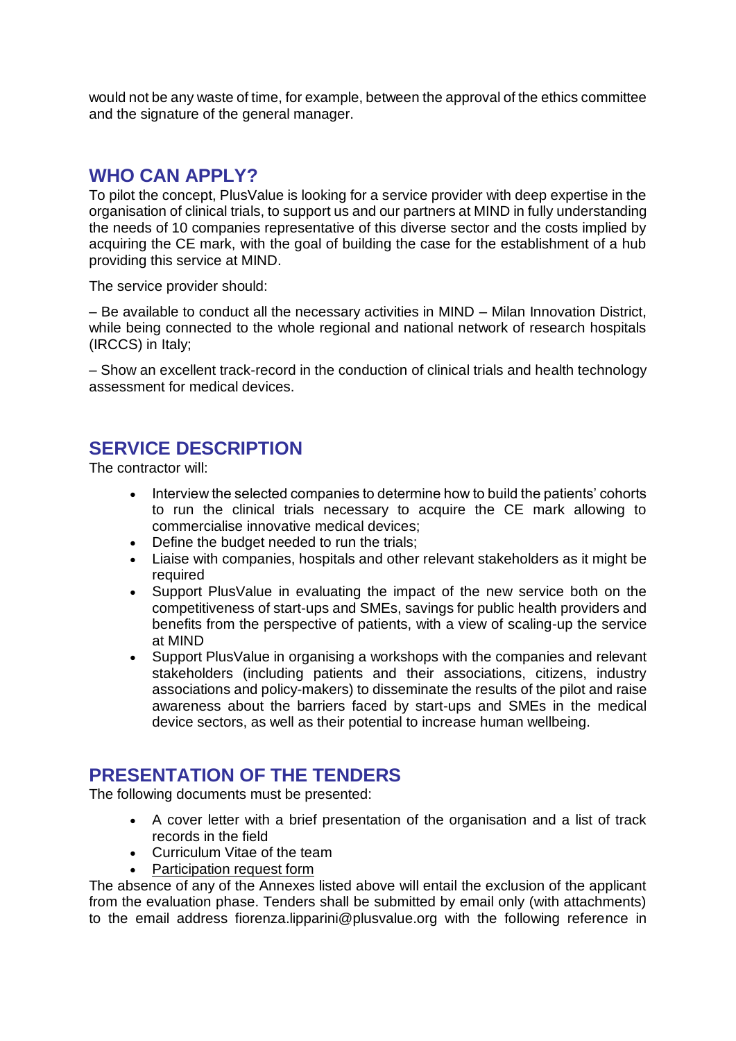would not be any waste of time, for example, between the approval of the ethics committee and the signature of the general manager.

## WHO CAN APPLY?

To pilot the concept, PlusValue is looking for a service provider with deep expertise in the organisation of clinical trials, to support us and our partners at MIND in fully understanding the needs of 10 companies representative of this diverse sector and the costs implied by acquiring the CE mark, with the goal of building the case for the establishment of a hub providing this service at MIND.

The service provider should:

– Be available to conduct all the necessary activities in MIND – Milan Innovation District, while being connected to the whole regional and national network of research hospitals (IRCCS) in Italy;

– Show an excellent track-record in the conduction of clinical trials and health technology assessment for medical devices.

## SERVICE DESCRIPTION

The contractor will:

- Interview the selected companies to determine how to build the patients' cohorts to run the clinical trials necessary to acquire the CE mark allowing to commercialise innovative medical devices;
- Define the budget needed to run the trials;
- Liaise with companies, hospitals and other relevant stakeholders as it might be required
- Support PlusValue in evaluating the impact of the new service both on the competitiveness of start-ups and SMEs, savings for public health providers and benefits from the perspective of patients, with a view of scaling-up the service at MIND
- Support PlusValue in organising a workshops with the companies and relevant stakeholders (including patients and their associations, citizens, industry associations and policy-makers) to disseminate the results of the pilot and raise awareness about the barriers faced by start-ups and SMEs in the medical device sectors, as well as their potential to increase human wellbeing.

## PRESENTATION OF THE TENDERS

The following documents must be presented:

- A cover letter with a brief presentation of the organisation and a list of track records in the field
- Curriculum Vitae of the team
- Participation request form

The absence of any of the Annexes listed above will entail the exclusion of the applicant from the evaluation phase. Tenders shall be submitted by email only (with attachments) to the email address fiorenza.lipparini@plusvalue.org with the following reference in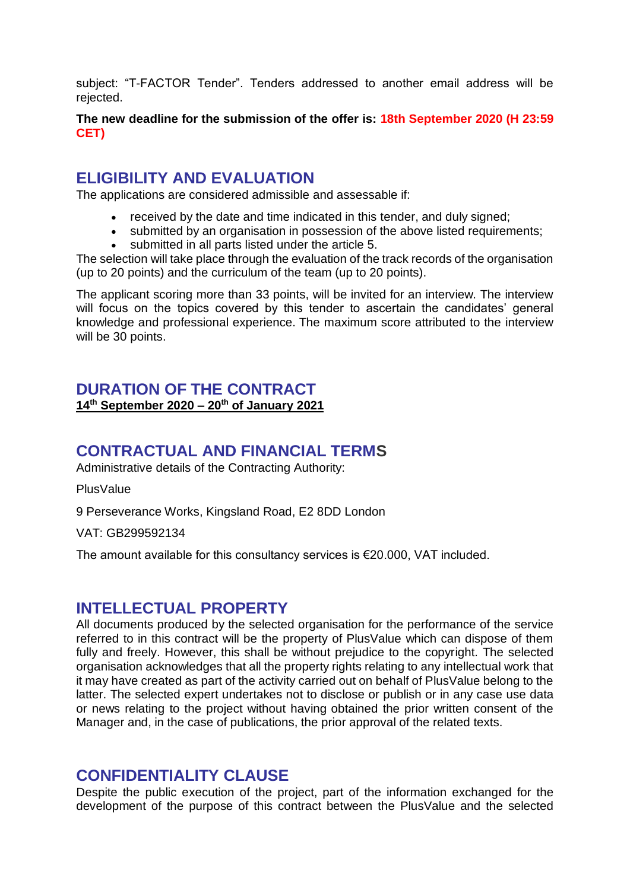subject: "T-FACTOR Tender". Tenders addressed to another email address will be rejected.

**The new deadline for the submission of the offer is: 18th September 2020 (H 23:59 CET)**

## ELIGIBILITY AND EVALUATION

The applications are considered admissible and assessable if:

- received by the date and time indicated in this tender, and duly signed;
- submitted by an organisation in possession of the above listed requirements;
- submitted in all parts listed under the article 5.

The selection will take place through the evaluation of the track records of the organisation (up to 20 points) and the curriculum of the team (up to 20 points).

The applicant scoring more than 33 points, will be invited for an interview. The interview will focus on the topics covered by this tender to ascertain the candidates' general knowledge and professional experience. The maximum score attributed to the interview will be 30 points.

## DURATION OF THE CONTRACT

**14th September 2020 – 20th of January 2021**

## CONTRACTUAL AND FINANCIAL TERMS

Administrative details of the Contracting Authority:

PlusValue

9 Perseverance Works, Kingsland Road, E2 8DD London

VAT: GB299592134

The amount available for this consultancy services is €20.000, VAT included.

## INTELLECTUAL PROPERTY

All documents produced by the selected organisation for the performance of the service referred to in this contract will be the property of PlusValue which can dispose of them fully and freely. However, this shall be without prejudice to the copyright. The selected organisation acknowledges that all the property rights relating to any intellectual work that it may have created as part of the activity carried out on behalf of PlusValue belong to the latter. The selected expert undertakes not to disclose or publish or in any case use data or news relating to the project without having obtained the prior written consent of the Manager and, in the case of publications, the prior approval of the related texts.

## CONFIDENTIALITY CLAUSE

Despite the public execution of the project, part of the information exchanged for the development of the purpose of this contract between the PlusValue and the selected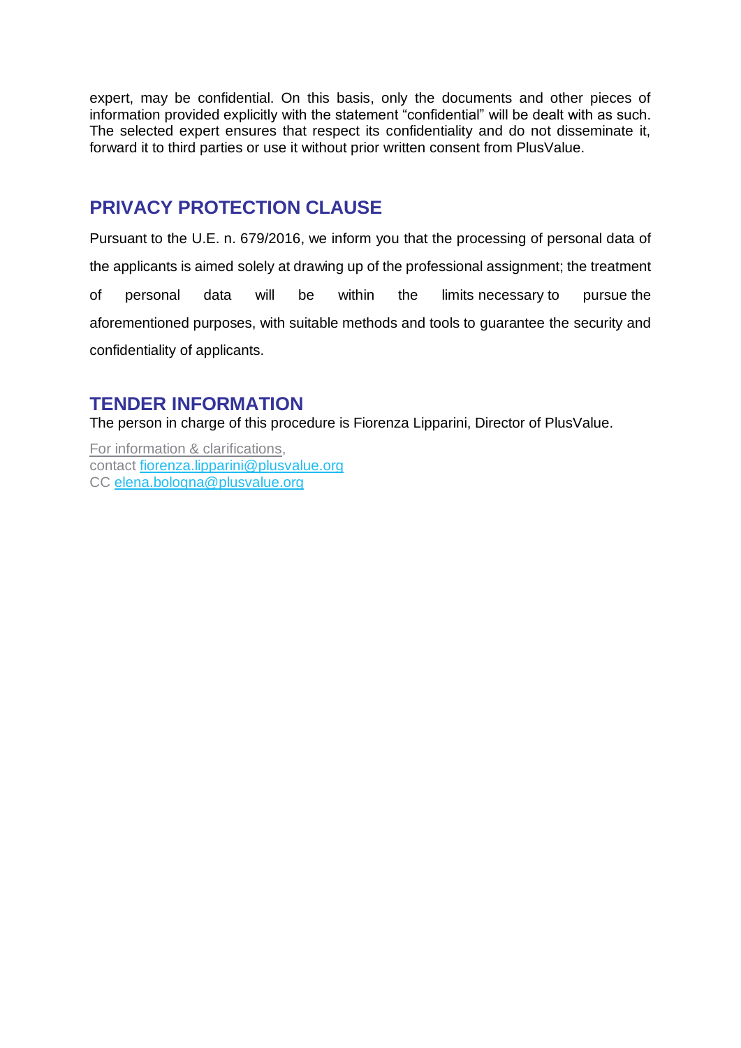expert, may be confidential. On this basis, only the documents and other pieces of information provided explicitly with the statement "confidential" will be dealt with as such. The selected expert ensures that respect its confidentiality and do not disseminate it, forward it to third parties or use it without prior written consent from PlusValue.

## PRIVACY PROTECTION CLAUSE

Pursuant to the U.E. n. 679/2016, we inform you that the processing of personal data of the applicants is aimed solely at drawing up of the professional assignment; the treatment of personal data will be within the limits necessary to pursue the aforementioned purposes, with suitable methods and tools to guarantee the security and confidentiality of applicants.

## TENDER INFORMATION

The person in charge of this procedure is Fiorenza Lipparini, Director of PlusValue.

For information & clarifications,
contact fiorenza.lipparini@plusvalue.org
CC elena.bologna@plusvalue.org